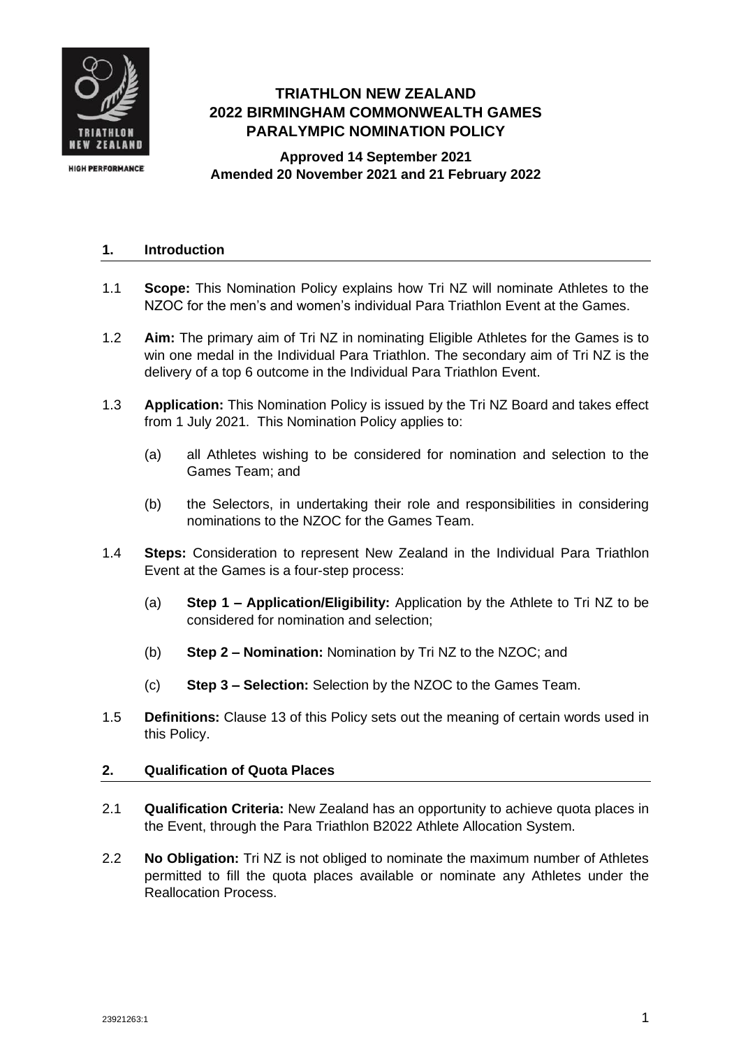# TRIATHLON NEW ZEALAND
# 2022 BIRMINGHAM COMMONWEALTH GAMES
# PARALYMPIC NOMINATION POLICY

**Approved 14 September 2021**
**Amended 20 November 2021 and 21 February 2022**

## 1. Introduction

1.1 **Scope:** This Nomination Policy explains how Tri NZ will nominate Athletes to the NZOC for the men's and women's individual Para Triathlon Event at the Games.

1.2 **Aim:** The primary aim of Tri NZ in nominating Eligible Athletes for the Games is to win one medal in the Individual Para Triathlon. The secondary aim of Tri NZ is the delivery of a top 6 outcome in the Individual Para Triathlon Event.

1.3 **Application:** This Nomination Policy is issued by the Tri NZ Board and takes effect from 1 July 2021. This Nomination Policy applies to:

(a) all Athletes wishing to be considered for nomination and selection to the Games Team; and

(b) the Selectors, in undertaking their role and responsibilities in considering nominations to the NZOC for the Games Team.

1.4 **Steps:** Consideration to represent New Zealand in the Individual Para Triathlon Event at the Games is a four-step process:

(a) **Step 1 – Application/Eligibility:** Application by the Athlete to Tri NZ to be considered for nomination and selection;

(b) **Step 2 – Nomination:** Nomination by Tri NZ to the NZOC; and

(c) **Step 3 – Selection:** Selection by the NZOC to the Games Team.

1.5 **Definitions:** Clause 13 of this Policy sets out the meaning of certain words used in this Policy.

## 2. Qualification of Quota Places

2.1 **Qualification Criteria:** New Zealand has an opportunity to achieve quota places in the Event, through the Para Triathlon B2022 Athlete Allocation System.

2.2 **No Obligation:** Tri NZ is not obliged to nominate the maximum number of Athletes permitted to fill the quota places available or nominate any Athletes under the Reallocation Process.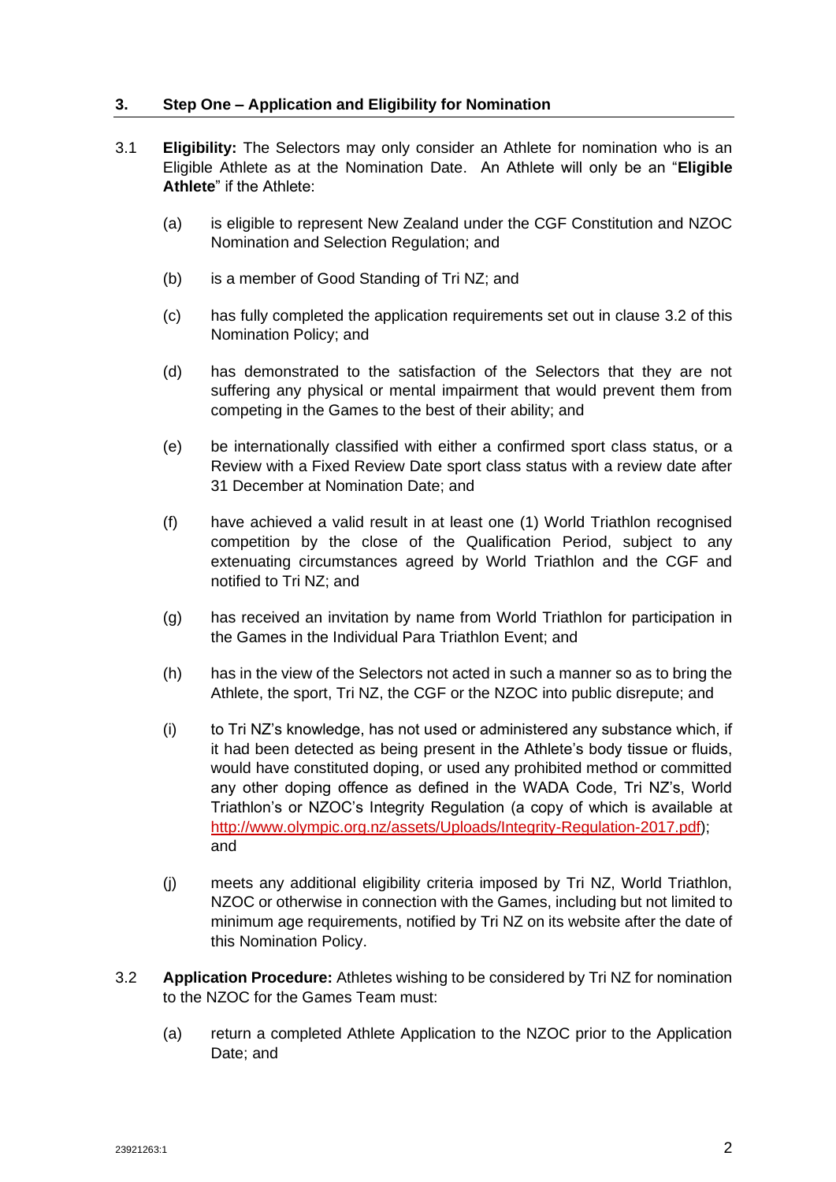## 3. Step One – Application and Eligibility for Nomination

3.1 **Eligibility:** The Selectors may only consider an Athlete for nomination who is an Eligible Athlete as at the Nomination Date. An Athlete will only be an "**Eligible Athlete**" if the Athlete:

(a) is eligible to represent New Zealand under the CGF Constitution and NZOC Nomination and Selection Regulation; and

(b) is a member of Good Standing of Tri NZ; and

(c) has fully completed the application requirements set out in clause 3.2 of this Nomination Policy; and

(d) has demonstrated to the satisfaction of the Selectors that they are not suffering any physical or mental impairment that would prevent them from competing in the Games to the best of their ability; and

(e) be internationally classified with either a confirmed sport class status, or a Review with a Fixed Review Date sport class status with a review date after 31 December at Nomination Date; and

(f) have achieved a valid result in at least one (1) World Triathlon recognised competition by the close of the Qualification Period, subject to any extenuating circumstances agreed by World Triathlon and the CGF and notified to Tri NZ; and

(g) has received an invitation by name from World Triathlon for participation in the Games in the Individual Para Triathlon Event; and

(h) has in the view of the Selectors not acted in such a manner so as to bring the Athlete, the sport, Tri NZ, the CGF or the NZOC into public disrepute; and

(i) to Tri NZ's knowledge, has not used or administered any substance which, if it had been detected as being present in the Athlete's body tissue or fluids, would have constituted doping, or used any prohibited method or committed any other doping offence as defined in the WADA Code, Tri NZ's, World Triathlon's or NZOC's Integrity Regulation (a copy of which is available at http://www.olympic.org.nz/assets/Uploads/Integrity-Regulation-2017.pdf); and

(j) meets any additional eligibility criteria imposed by Tri NZ, World Triathlon, NZOC or otherwise in connection with the Games, including but not limited to minimum age requirements, notified by Tri NZ on its website after the date of this Nomination Policy.

3.2 **Application Procedure:** Athletes wishing to be considered by Tri NZ for nomination to the NZOC for the Games Team must:

(a) return a completed Athlete Application to the NZOC prior to the Application Date; and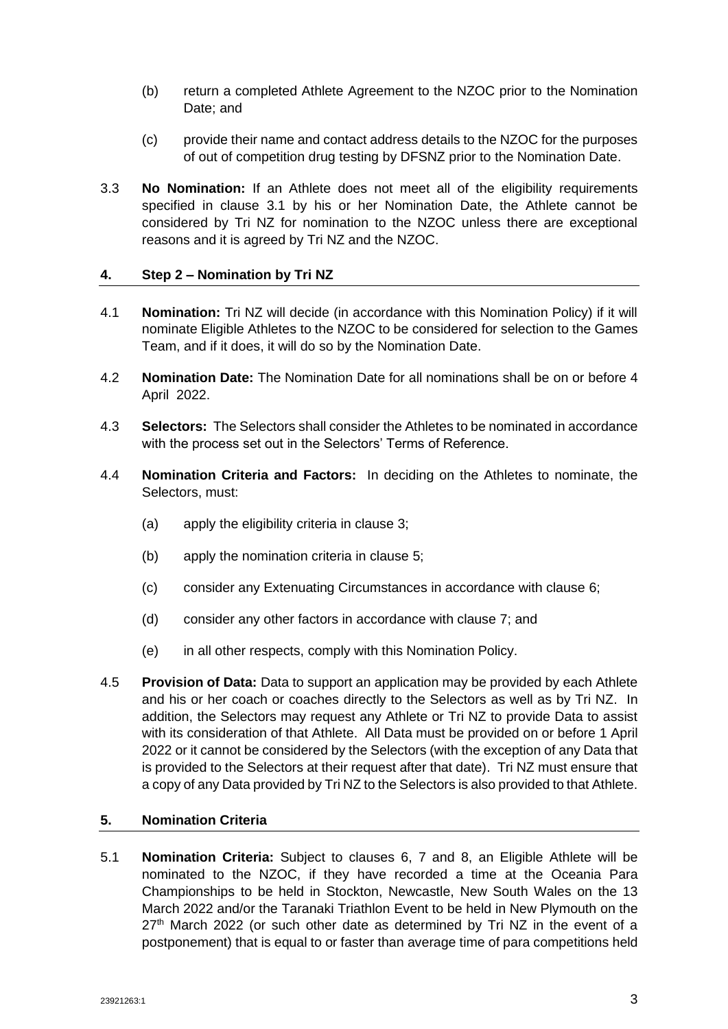(b) return a completed Athlete Agreement to the NZOC prior to the Nomination Date; and

(c) provide their name and contact address details to the NZOC for the purposes of out of competition drug testing by DFSNZ prior to the Nomination Date.

3.3 **No Nomination:** If an Athlete does not meet all of the eligibility requirements specified in clause 3.1 by his or her Nomination Date, the Athlete cannot be considered by Tri NZ for nomination to the NZOC unless there are exceptional reasons and it is agreed by Tri NZ and the NZOC.

## 4. Step 2 – Nomination by Tri NZ

4.1 **Nomination:** Tri NZ will decide (in accordance with this Nomination Policy) if it will nominate Eligible Athletes to the NZOC to be considered for selection to the Games Team, and if it does, it will do so by the Nomination Date.

4.2 **Nomination Date:** The Nomination Date for all nominations shall be on or before 4 April 2022.

4.3 **Selectors:** The Selectors shall consider the Athletes to be nominated in accordance with the process set out in the Selectors' Terms of Reference.

4.4 **Nomination Criteria and Factors:** In deciding on the Athletes to nominate, the Selectors, must:

(a) apply the eligibility criteria in clause 3;

(b) apply the nomination criteria in clause 5;

(c) consider any Extenuating Circumstances in accordance with clause 6;

(d) consider any other factors in accordance with clause 7; and

(e) in all other respects, comply with this Nomination Policy.

4.5 **Provision of Data:** Data to support an application may be provided by each Athlete and his or her coach or coaches directly to the Selectors as well as by Tri NZ. In addition, the Selectors may request any Athlete or Tri NZ to provide Data to assist with its consideration of that Athlete. All Data must be provided on or before 1 April 2022 or it cannot be considered by the Selectors (with the exception of any Data that is provided to the Selectors at their request after that date). Tri NZ must ensure that a copy of any Data provided by Tri NZ to the Selectors is also provided to that Athlete.

## 5. Nomination Criteria

5.1 **Nomination Criteria:** Subject to clauses 6, 7 and 8, an Eligible Athlete will be nominated to the NZOC, if they have recorded a time at the Oceania Para Championships to be held in Stockton, Newcastle, New South Wales on the 13 March 2022 and/or the Taranaki Triathlon Event to be held in New Plymouth on the 27th March 2022 (or such other date as determined by Tri NZ in the event of a postponement) that is equal to or faster than average time of para competitions held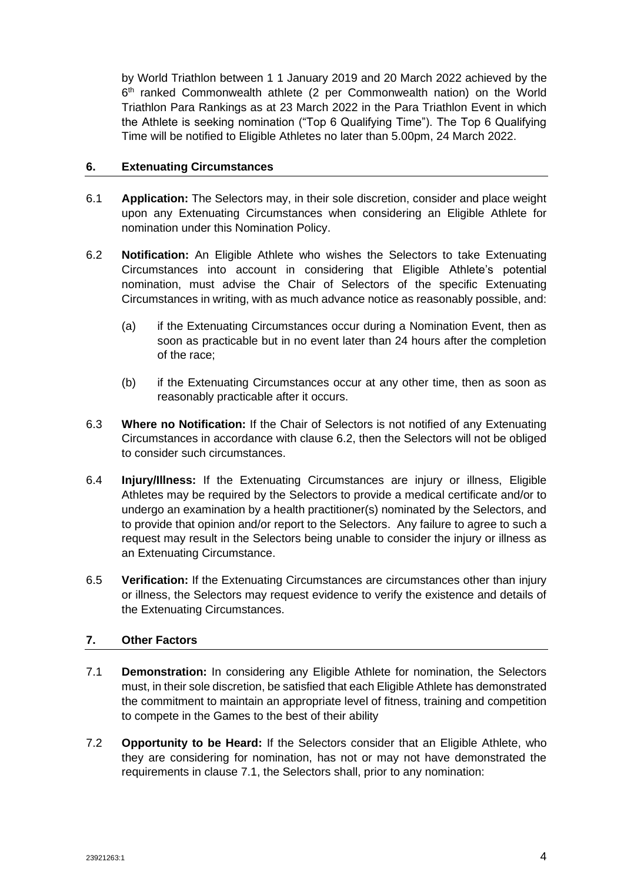by World Triathlon between 1 1 January 2019 and 20 March 2022 achieved by the 6th ranked Commonwealth athlete (2 per Commonwealth nation) on the World Triathlon Para Rankings as at 23 March 2022 in the Para Triathlon Event in which the Athlete is seeking nomination ("Top 6 Qualifying Time"). The Top 6 Qualifying Time will be notified to Eligible Athletes no later than 5.00pm, 24 March 2022.

## 6. Extenuating Circumstances

6.1 **Application:** The Selectors may, in their sole discretion, consider and place weight upon any Extenuating Circumstances when considering an Eligible Athlete for nomination under this Nomination Policy.

6.2 **Notification:** An Eligible Athlete who wishes the Selectors to take Extenuating Circumstances into account in considering that Eligible Athlete's potential nomination, must advise the Chair of Selectors of the specific Extenuating Circumstances in writing, with as much advance notice as reasonably possible, and:

(a) if the Extenuating Circumstances occur during a Nomination Event, then as soon as practicable but in no event later than 24 hours after the completion of the race;

(b) if the Extenuating Circumstances occur at any other time, then as soon as reasonably practicable after it occurs.

6.3 **Where no Notification:** If the Chair of Selectors is not notified of any Extenuating Circumstances in accordance with clause 6.2, then the Selectors will not be obliged to consider such circumstances.

6.4 **Injury/Illness:** If the Extenuating Circumstances are injury or illness, Eligible Athletes may be required by the Selectors to provide a medical certificate and/or to undergo an examination by a health practitioner(s) nominated by the Selectors, and to provide that opinion and/or report to the Selectors. Any failure to agree to such a request may result in the Selectors being unable to consider the injury or illness as an Extenuating Circumstance.

6.5 **Verification:** If the Extenuating Circumstances are circumstances other than injury or illness, the Selectors may request evidence to verify the existence and details of the Extenuating Circumstances.

## 7. Other Factors

7.1 **Demonstration:** In considering any Eligible Athlete for nomination, the Selectors must, in their sole discretion, be satisfied that each Eligible Athlete has demonstrated the commitment to maintain an appropriate level of fitness, training and competition to compete in the Games to the best of their ability

7.2 **Opportunity to be Heard:** If the Selectors consider that an Eligible Athlete, who they are considering for nomination, has not or may not have demonstrated the requirements in clause 7.1, the Selectors shall, prior to any nomination: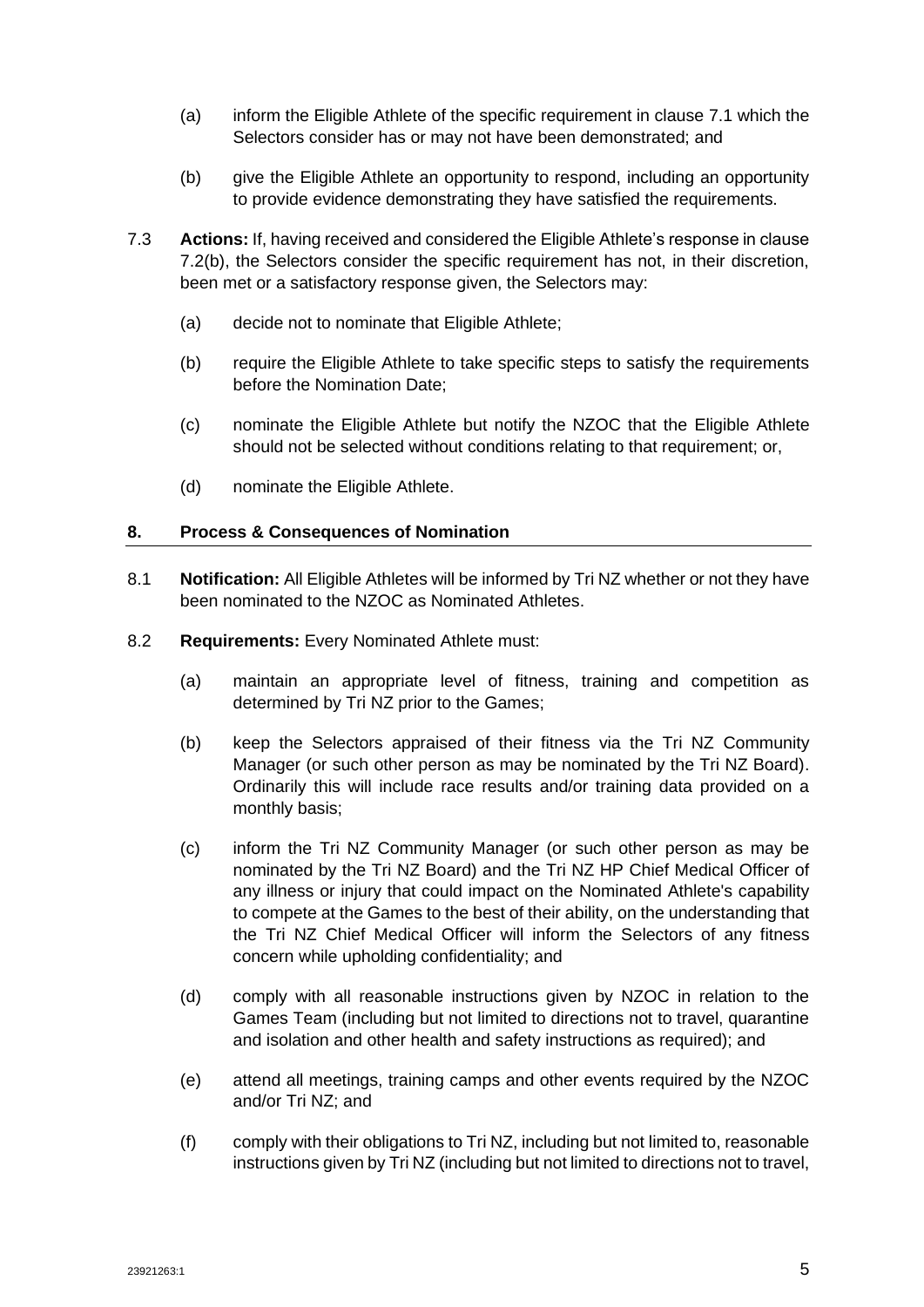(a) inform the Eligible Athlete of the specific requirement in clause 7.1 which the Selectors consider has or may not have been demonstrated; and

(b) give the Eligible Athlete an opportunity to respond, including an opportunity to provide evidence demonstrating they have satisfied the requirements.

7.3 **Actions:** If, having received and considered the Eligible Athlete's response in clause 7.2(b), the Selectors consider the specific requirement has not, in their discretion, been met or a satisfactory response given, the Selectors may:

(a) decide not to nominate that Eligible Athlete;

(b) require the Eligible Athlete to take specific steps to satisfy the requirements before the Nomination Date;

(c) nominate the Eligible Athlete but notify the NZOC that the Eligible Athlete should not be selected without conditions relating to that requirement; or,

(d) nominate the Eligible Athlete.

## 8. Process & Consequences of Nomination

8.1 **Notification:** All Eligible Athletes will be informed by Tri NZ whether or not they have been nominated to the NZOC as Nominated Athletes.

8.2 **Requirements:** Every Nominated Athlete must:

(a) maintain an appropriate level of fitness, training and competition as determined by Tri NZ prior to the Games;

(b) keep the Selectors appraised of their fitness via the Tri NZ Community Manager (or such other person as may be nominated by the Tri NZ Board). Ordinarily this will include race results and/or training data provided on a monthly basis;

(c) inform the Tri NZ Community Manager (or such other person as may be nominated by the Tri NZ Board) and the Tri NZ HP Chief Medical Officer of any illness or injury that could impact on the Nominated Athlete's capability to compete at the Games to the best of their ability, on the understanding that the Tri NZ Chief Medical Officer will inform the Selectors of any fitness concern while upholding confidentiality; and

(d) comply with all reasonable instructions given by NZOC in relation to the Games Team (including but not limited to directions not to travel, quarantine and isolation and other health and safety instructions as required); and

(e) attend all meetings, training camps and other events required by the NZOC and/or Tri NZ; and

(f) comply with their obligations to Tri NZ, including but not limited to, reasonable instructions given by Tri NZ (including but not limited to directions not to travel,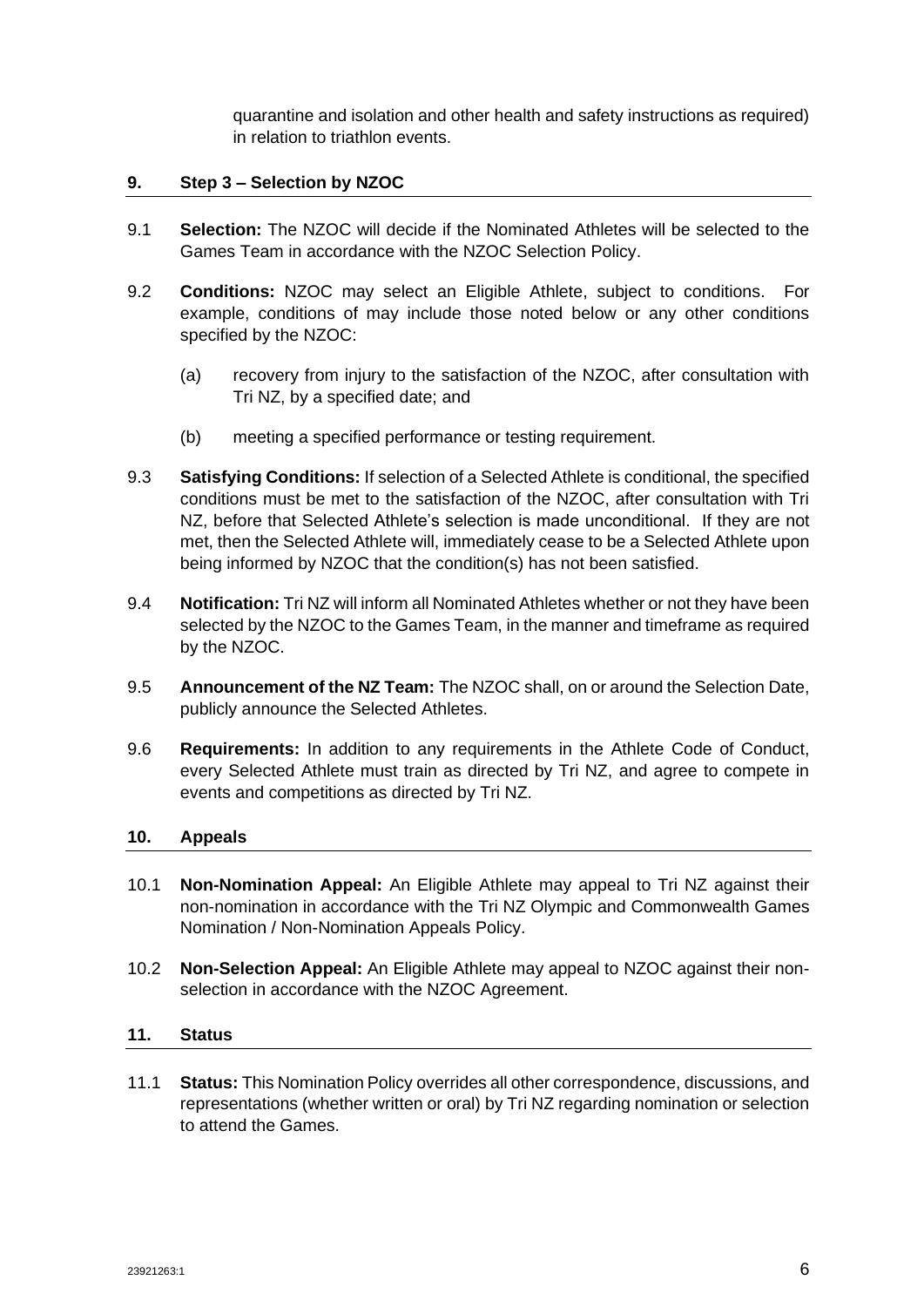quarantine and isolation and other health and safety instructions as required) in relation to triathlon events.

## 9. Step 3 – Selection by NZOC

9.1 **Selection:** The NZOC will decide if the Nominated Athletes will be selected to the Games Team in accordance with the NZOC Selection Policy.

9.2 **Conditions:** NZOC may select an Eligible Athlete, subject to conditions. For example, conditions of may include those noted below or any other conditions specified by the NZOC:

(a) recovery from injury to the satisfaction of the NZOC, after consultation with Tri NZ, by a specified date; and

(b) meeting a specified performance or testing requirement.

9.3 **Satisfying Conditions:** If selection of a Selected Athlete is conditional, the specified conditions must be met to the satisfaction of the NZOC, after consultation with Tri NZ, before that Selected Athlete's selection is made unconditional. If they are not met, then the Selected Athlete will, immediately cease to be a Selected Athlete upon being informed by NZOC that the condition(s) has not been satisfied.

9.4 **Notification:** Tri NZ will inform all Nominated Athletes whether or not they have been selected by the NZOC to the Games Team, in the manner and timeframe as required by the NZOC.

9.5 **Announcement of the NZ Team:** The NZOC shall, on or around the Selection Date, publicly announce the Selected Athletes.

9.6 **Requirements:** In addition to any requirements in the Athlete Code of Conduct, every Selected Athlete must train as directed by Tri NZ, and agree to compete in events and competitions as directed by Tri NZ.

## 10. Appeals

10.1 **Non-Nomination Appeal:** An Eligible Athlete may appeal to Tri NZ against their non-nomination in accordance with the Tri NZ Olympic and Commonwealth Games Nomination / Non-Nomination Appeals Policy.

10.2 **Non-Selection Appeal:** An Eligible Athlete may appeal to NZOC against their non-selection in accordance with the NZOC Agreement.

## 11. Status

11.1 **Status:** This Nomination Policy overrides all other correspondence, discussions, and representations (whether written or oral) by Tri NZ regarding nomination or selection to attend the Games.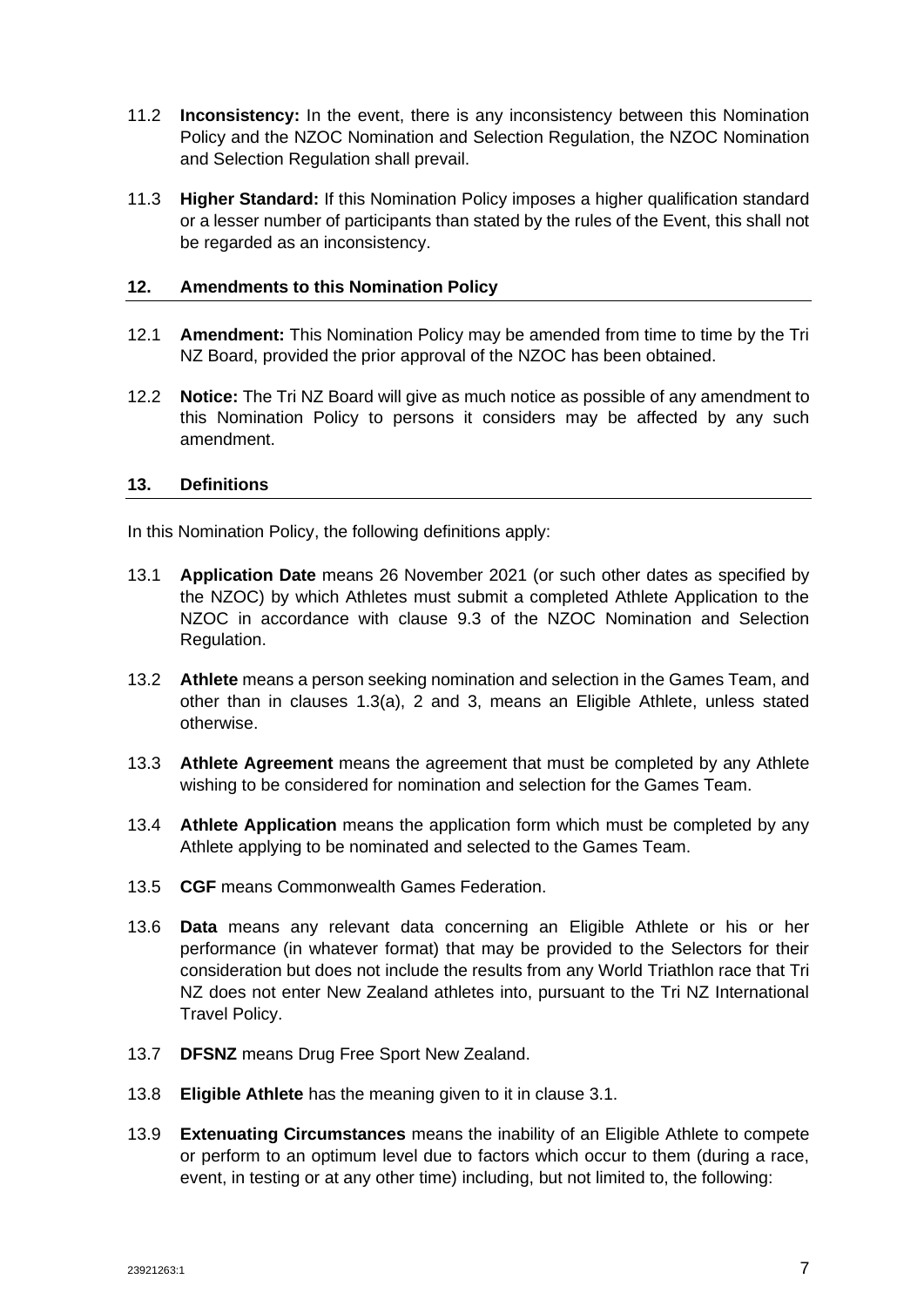11.2 **Inconsistency:** In the event, there is any inconsistency between this Nomination Policy and the NZOC Nomination and Selection Regulation, the NZOC Nomination and Selection Regulation shall prevail.

11.3 **Higher Standard:** If this Nomination Policy imposes a higher qualification standard or a lesser number of participants than stated by the rules of the Event, this shall not be regarded as an inconsistency.

## 12. Amendments to this Nomination Policy

12.1 **Amendment:** This Nomination Policy may be amended from time to time by the Tri NZ Board, provided the prior approval of the NZOC has been obtained.

12.2 **Notice:** The Tri NZ Board will give as much notice as possible of any amendment to this Nomination Policy to persons it considers may be affected by any such amendment.

## 13. Definitions

In this Nomination Policy, the following definitions apply:

13.1 **Application Date** means 26 November 2021 (or such other dates as specified by the NZOC) by which Athletes must submit a completed Athlete Application to the NZOC in accordance with clause 9.3 of the NZOC Nomination and Selection Regulation.

13.2 **Athlete** means a person seeking nomination and selection in the Games Team, and other than in clauses 1.3(a), 2 and 3, means an Eligible Athlete, unless stated otherwise.

13.3 **Athlete Agreement** means the agreement that must be completed by any Athlete wishing to be considered for nomination and selection for the Games Team.

13.4 **Athlete Application** means the application form which must be completed by any Athlete applying to be nominated and selected to the Games Team.

13.5 **CGF** means Commonwealth Games Federation.

13.6 **Data** means any relevant data concerning an Eligible Athlete or his or her performance (in whatever format) that may be provided to the Selectors for their consideration but does not include the results from any World Triathlon race that Tri NZ does not enter New Zealand athletes into, pursuant to the Tri NZ International Travel Policy.

13.7 **DFSNZ** means Drug Free Sport New Zealand.

13.8 **Eligible Athlete** has the meaning given to it in clause 3.1.

13.9 **Extenuating Circumstances** means the inability of an Eligible Athlete to compete or perform to an optimum level due to factors which occur to them (during a race, event, in testing or at any other time) including, but not limited to, the following: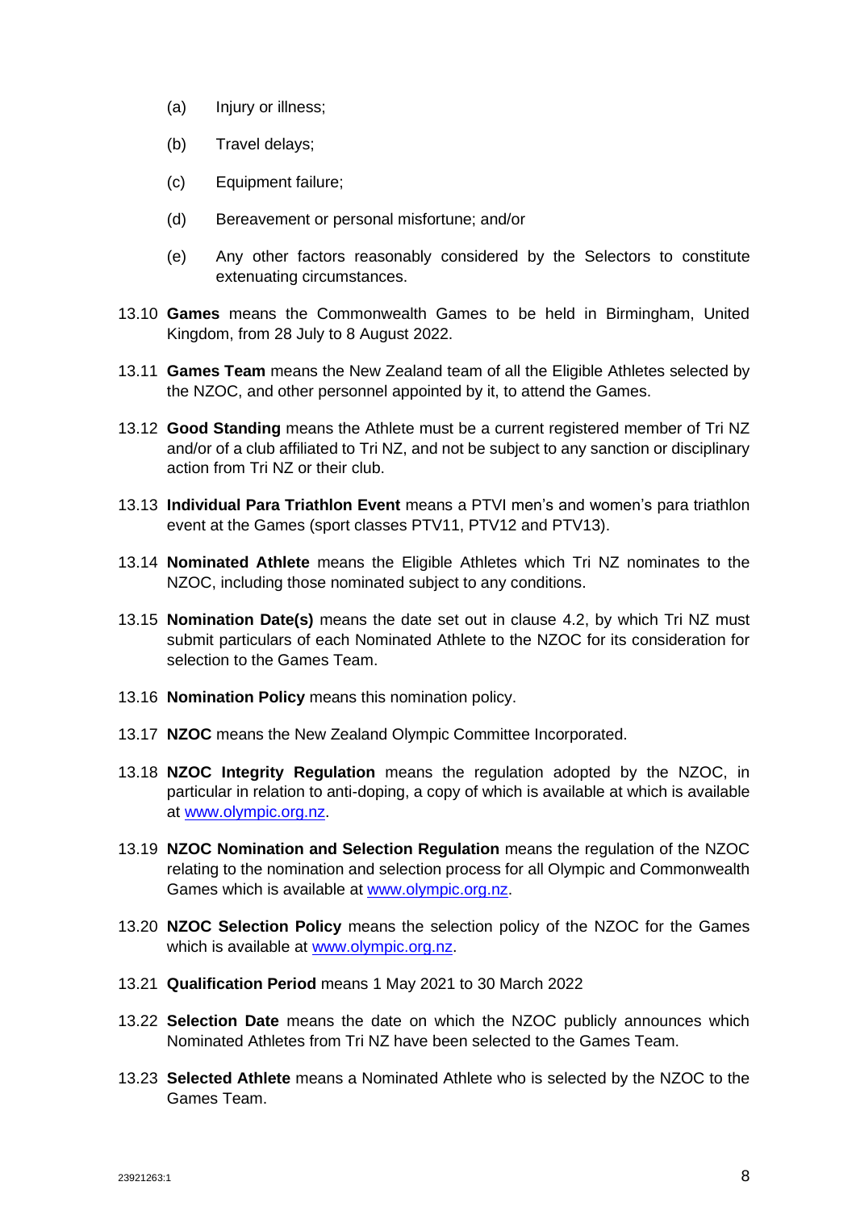(a) Injury or illness;

(b) Travel delays;

(c) Equipment failure;

(d) Bereavement or personal misfortune; and/or

(e) Any other factors reasonably considered by the Selectors to constitute extenuating circumstances.

13.10 **Games** means the Commonwealth Games to be held in Birmingham, United Kingdom, from 28 July to 8 August 2022.

13.11 **Games Team** means the New Zealand team of all the Eligible Athletes selected by the NZOC, and other personnel appointed by it, to attend the Games.

13.12 **Good Standing** means the Athlete must be a current registered member of Tri NZ and/or of a club affiliated to Tri NZ, and not be subject to any sanction or disciplinary action from Tri NZ or their club.

13.13 **Individual Para Triathlon Event** means a PTVI men's and women's para triathlon event at the Games (sport classes PTV11, PTV12 and PTV13).

13.14 **Nominated Athlete** means the Eligible Athletes which Tri NZ nominates to the NZOC, including those nominated subject to any conditions.

13.15 **Nomination Date(s)** means the date set out in clause 4.2, by which Tri NZ must submit particulars of each Nominated Athlete to the NZOC for its consideration for selection to the Games Team.

13.16 **Nomination Policy** means this nomination policy.

13.17 **NZOC** means the New Zealand Olympic Committee Incorporated.

13.18 **NZOC Integrity Regulation** means the regulation adopted by the NZOC, in particular in relation to anti-doping, a copy of which is available at which is available at www.olympic.org.nz.

13.19 **NZOC Nomination and Selection Regulation** means the regulation of the NZOC relating to the nomination and selection process for all Olympic and Commonwealth Games which is available at www.olympic.org.nz.

13.20 **NZOC Selection Policy** means the selection policy of the NZOC for the Games which is available at www.olympic.org.nz.

13.21 **Qualification Period** means 1 May 2021 to 30 March 2022

13.22 **Selection Date** means the date on which the NZOC publicly announces which Nominated Athletes from Tri NZ have been selected to the Games Team.

13.23 **Selected Athlete** means a Nominated Athlete who is selected by the NZOC to the Games Team.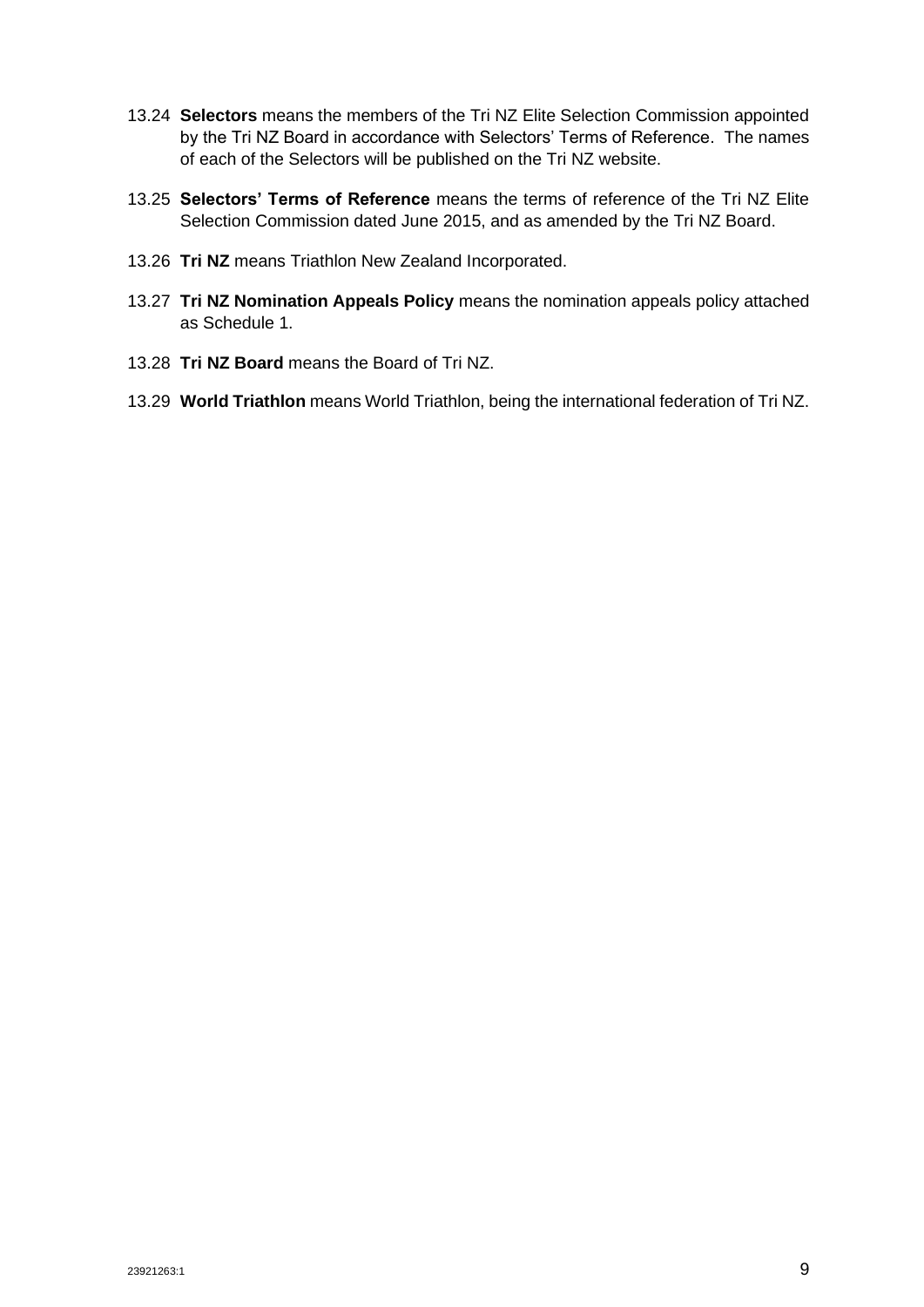13.24 **Selectors** means the members of the Tri NZ Elite Selection Commission appointed by the Tri NZ Board in accordance with Selectors' Terms of Reference. The names of each of the Selectors will be published on the Tri NZ website.

13.25 **Selectors' Terms of Reference** means the terms of reference of the Tri NZ Elite Selection Commission dated June 2015, and as amended by the Tri NZ Board.

13.26 **Tri NZ** means Triathlon New Zealand Incorporated.

13.27 **Tri NZ Nomination Appeals Policy** means the nomination appeals policy attached as Schedule 1.

13.28 **Tri NZ Board** means the Board of Tri NZ.

13.29 **World Triathlon** means World Triathlon, being the international federation of Tri NZ.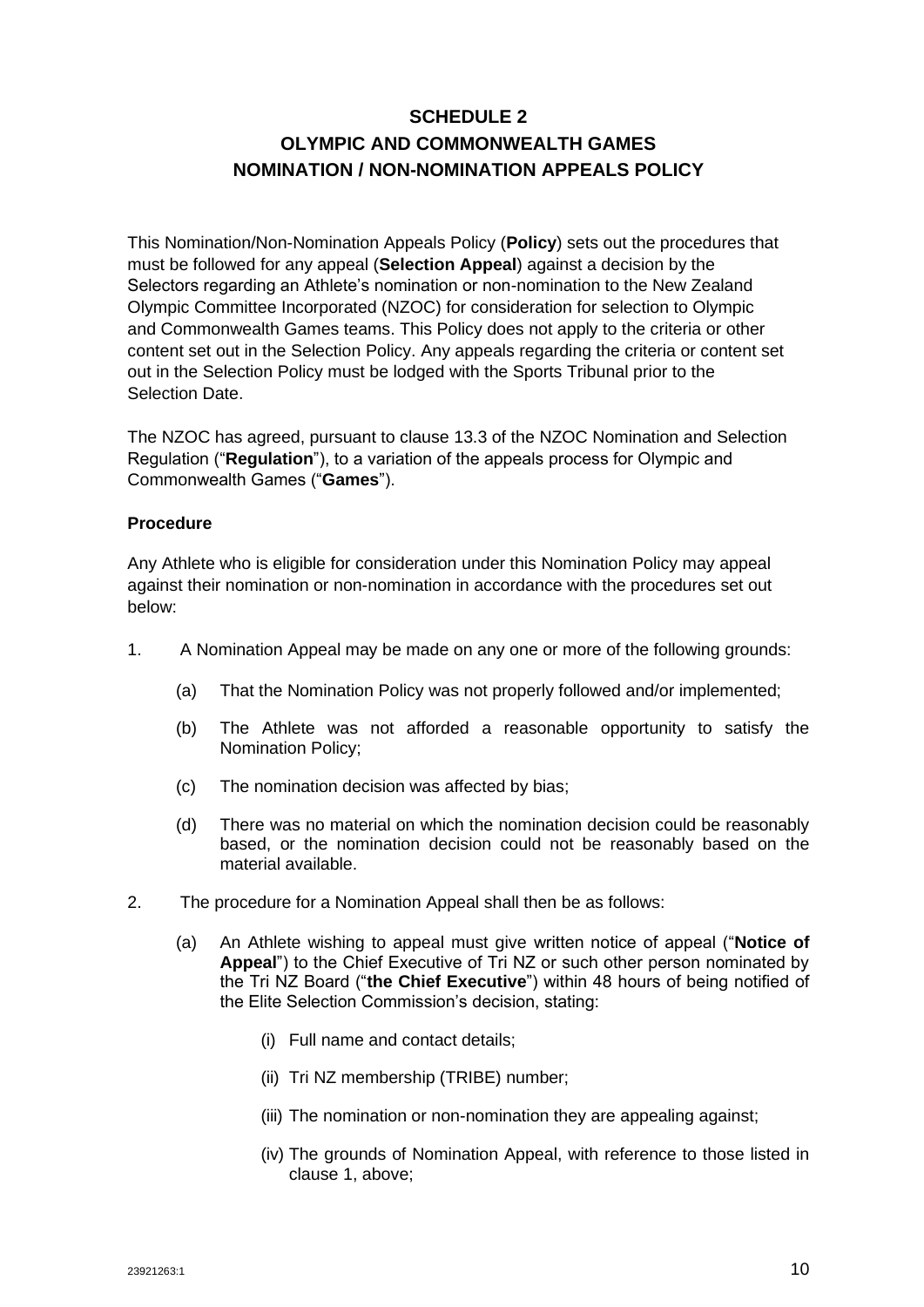# SCHEDULE 2
# OLYMPIC AND COMMONWEALTH GAMES NOMINATION / NON-NOMINATION APPEALS POLICY

This Nomination/Non-Nomination Appeals Policy (**Policy**) sets out the procedures that must be followed for any appeal (**Selection Appeal**) against a decision by the Selectors regarding an Athlete's nomination or non-nomination to the New Zealand Olympic Committee Incorporated (NZOC) for consideration for selection to Olympic and Commonwealth Games teams. This Policy does not apply to the criteria or other content set out in the Selection Policy. Any appeals regarding the criteria or content set out in the Selection Policy must be lodged with the Sports Tribunal prior to the Selection Date.

The NZOC has agreed, pursuant to clause 13.3 of the NZOC Nomination and Selection Regulation ("**Regulation**"), to a variation of the appeals process for Olympic and Commonwealth Games ("**Games**").

### Procedure

Any Athlete who is eligible for consideration under this Nomination Policy may appeal against their nomination or non-nomination in accordance with the procedures set out below:

1. A Nomination Appeal may be made on any one or more of the following grounds:

   (a) That the Nomination Policy was not properly followed and/or implemented;

   (b) The Athlete was not afforded a reasonable opportunity to satisfy the Nomination Policy;

   (c) The nomination decision was affected by bias;

   (d) There was no material on which the nomination decision could be reasonably based, or the nomination decision could not be reasonably based on the material available.

2. The procedure for a Nomination Appeal shall then be as follows:

   (a) An Athlete wishing to appeal must give written notice of appeal ("**Notice of Appeal**") to the Chief Executive of Tri NZ or such other person nominated by the Tri NZ Board ("**the Chief Executive**") within 48 hours of being notified of the Elite Selection Commission's decision, stating:

      (i) Full name and contact details;

      (ii) Tri NZ membership (TRIBE) number;

      (iii) The nomination or non-nomination they are appealing against;

      (iv) The grounds of Nomination Appeal, with reference to those listed in clause 1, above;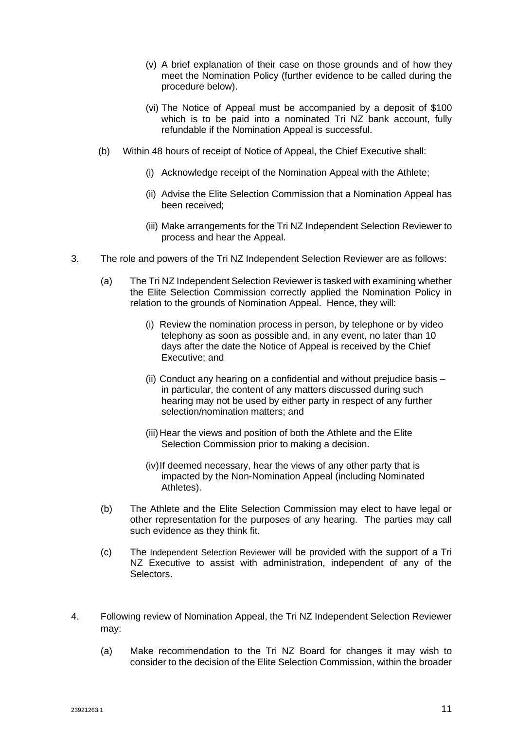(v) A brief explanation of their case on those grounds and of how they meet the Nomination Policy (further evidence to be called during the procedure below).

(vi) The Notice of Appeal must be accompanied by a deposit of $100 which is to be paid into a nominated Tri NZ bank account, fully refundable if the Nomination Appeal is successful.

(b) Within 48 hours of receipt of Notice of Appeal, the Chief Executive shall:

(i) Acknowledge receipt of the Nomination Appeal with the Athlete;

(ii) Advise the Elite Selection Commission that a Nomination Appeal has been received;

(iii) Make arrangements for the Tri NZ Independent Selection Reviewer to process and hear the Appeal.

3. The role and powers of the Tri NZ Independent Selection Reviewer are as follows:

(a) The Tri NZ Independent Selection Reviewer is tasked with examining whether the Elite Selection Commission correctly applied the Nomination Policy in relation to the grounds of Nomination Appeal. Hence, they will:

(i) Review the nomination process in person, by telephone or by video telephony as soon as possible and, in any event, no later than 10 days after the date the Notice of Appeal is received by the Chief Executive; and

(ii) Conduct any hearing on a confidential and without prejudice basis – in particular, the content of any matters discussed during such hearing may not be used by either party in respect of any further selection/nomination matters; and

(iii) Hear the views and position of both the Athlete and the Elite Selection Commission prior to making a decision.

(iv) If deemed necessary, hear the views of any other party that is impacted by the Non-Nomination Appeal (including Nominated Athletes).

(b) The Athlete and the Elite Selection Commission may elect to have legal or other representation for the purposes of any hearing. The parties may call such evidence as they think fit.

(c) The Independent Selection Reviewer will be provided with the support of a Tri NZ Executive to assist with administration, independent of any of the Selectors.

4. Following review of Nomination Appeal, the Tri NZ Independent Selection Reviewer may:

(a) Make recommendation to the Tri NZ Board for changes it may wish to consider to the decision of the Elite Selection Commission, within the broader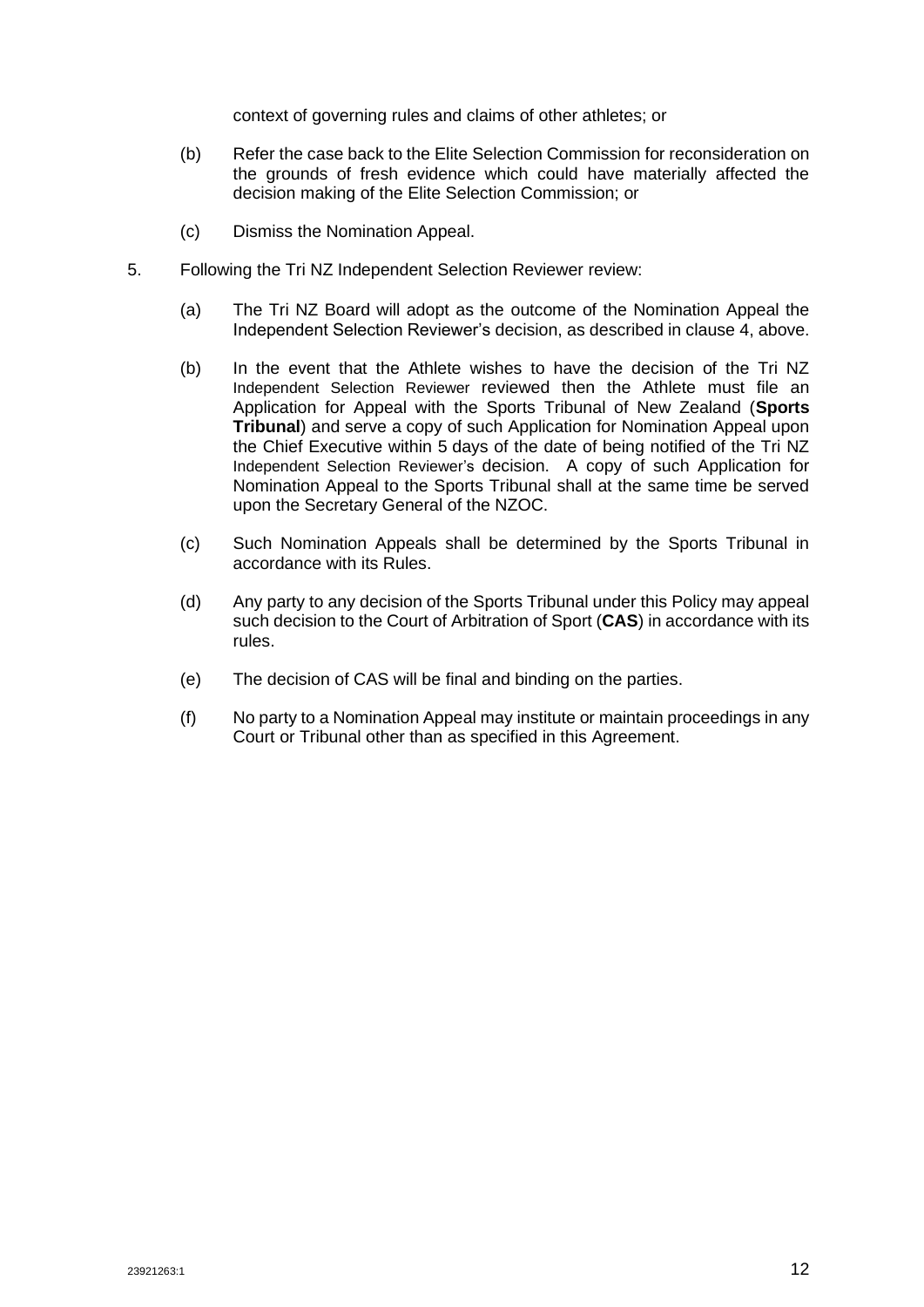context of governing rules and claims of other athletes; or

(b) Refer the case back to the Elite Selection Commission for reconsideration on the grounds of fresh evidence which could have materially affected the decision making of the Elite Selection Commission; or

(c) Dismiss the Nomination Appeal.

5. Following the Tri NZ Independent Selection Reviewer review:

(a) The Tri NZ Board will adopt as the outcome of the Nomination Appeal the Independent Selection Reviewer's decision, as described in clause 4, above.

(b) In the event that the Athlete wishes to have the decision of the Tri NZ Independent Selection Reviewer reviewed then the Athlete must file an Application for Appeal with the Sports Tribunal of New Zealand (**Sports Tribunal**) and serve a copy of such Application for Nomination Appeal upon the Chief Executive within 5 days of the date of being notified of the Tri NZ Independent Selection Reviewer's decision. A copy of such Application for Nomination Appeal to the Sports Tribunal shall at the same time be served upon the Secretary General of the NZOC.

(c) Such Nomination Appeals shall be determined by the Sports Tribunal in accordance with its Rules.

(d) Any party to any decision of the Sports Tribunal under this Policy may appeal such decision to the Court of Arbitration of Sport (**CAS**) in accordance with its rules.

(e) The decision of CAS will be final and binding on the parties.

(f) No party to a Nomination Appeal may institute or maintain proceedings in any Court or Tribunal other than as specified in this Agreement.